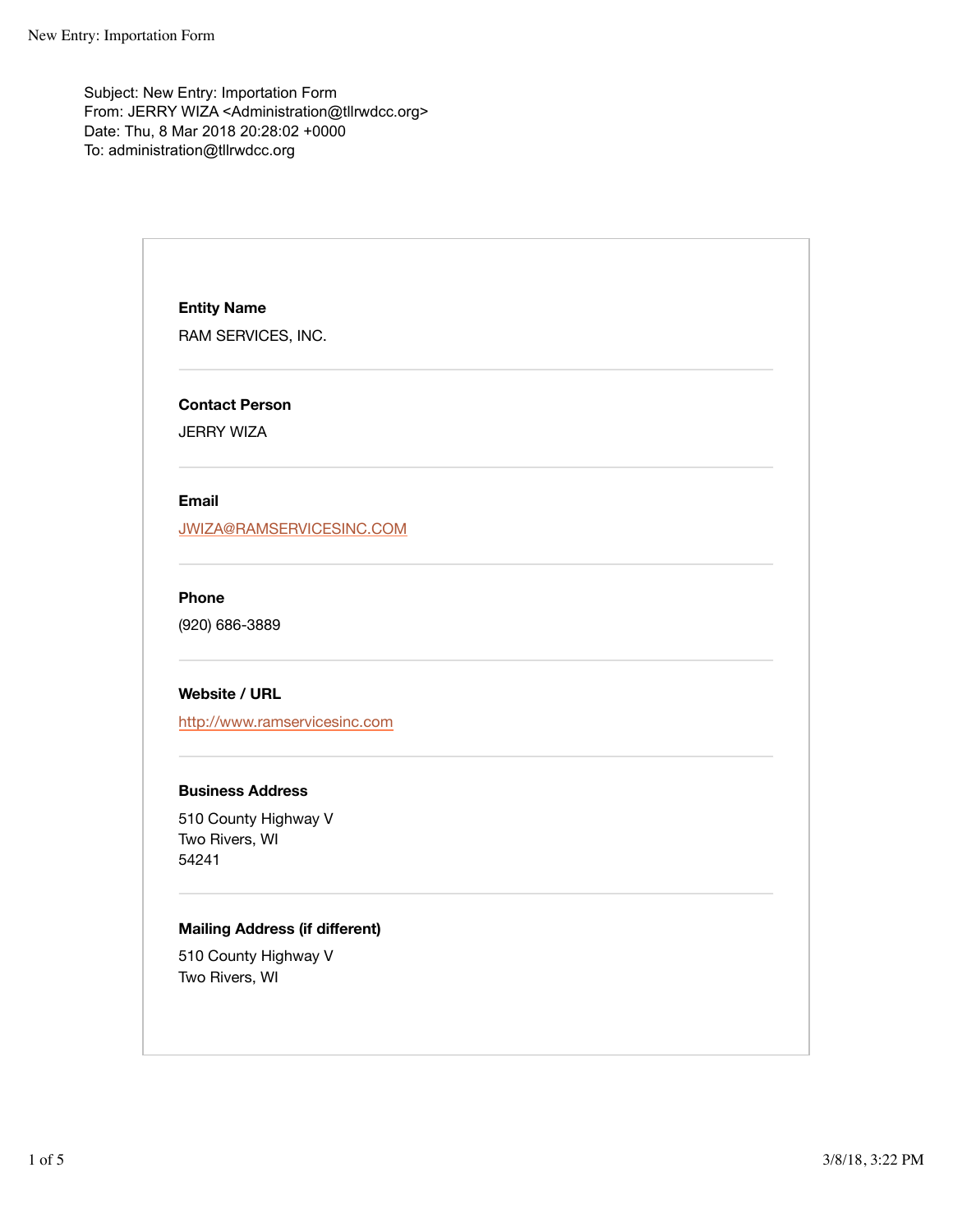Subject: New Entry: Importation Form
From: JERRY WIZA <Administration@tllrwdcc.org>
Date: Thu, 8 Mar 2018 20:28:02 +0000
To: administration@tllrwdcc.org

**Entity Name**

RAM SERVICES, INC.

---

**Contact Person**

JERRY WIZA

---

**Email**

JWIZA@RAMSERVICESINC.COM

---

**Phone**

(920) 686-3889

---

**Website / URL**

http://www.ramservicesinc.com

---

**Business Address**

510 County Highway V
Two Rivers, WI
54241

---

**Mailing Address (if different)**

510 County Highway V
Two Rivers, WI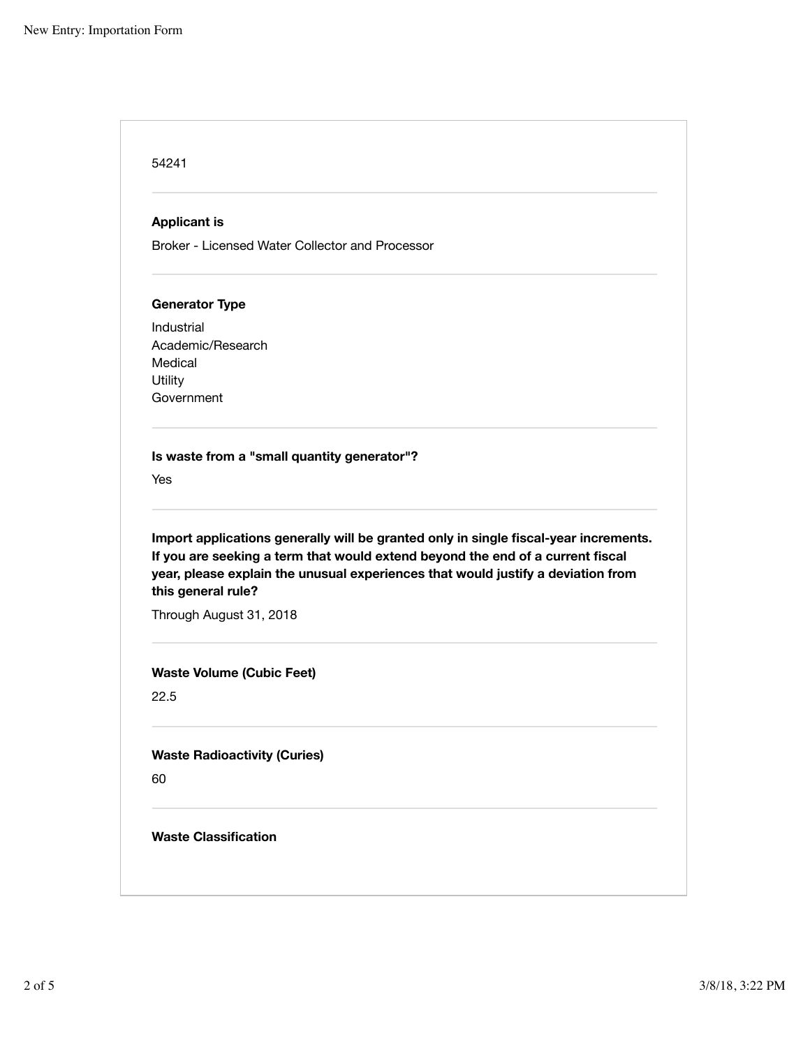54241

**Applicant is**

Broker - Licensed Water Collector and Processor

**Generator Type**

Industrial
Academic/Research
Medical
Utility
Government

**Is waste from a "small quantity generator"?**

Yes

**Import applications generally will be granted only in single fiscal-year increments. If you are seeking a term that would extend beyond the end of a current fiscal year, please explain the unusual experiences that would justify a deviation from this general rule?**

Through August 31, 2018

**Waste Volume (Cubic Feet)**

22.5

**Waste Radioactivity (Curies)**

60

**Waste Classification**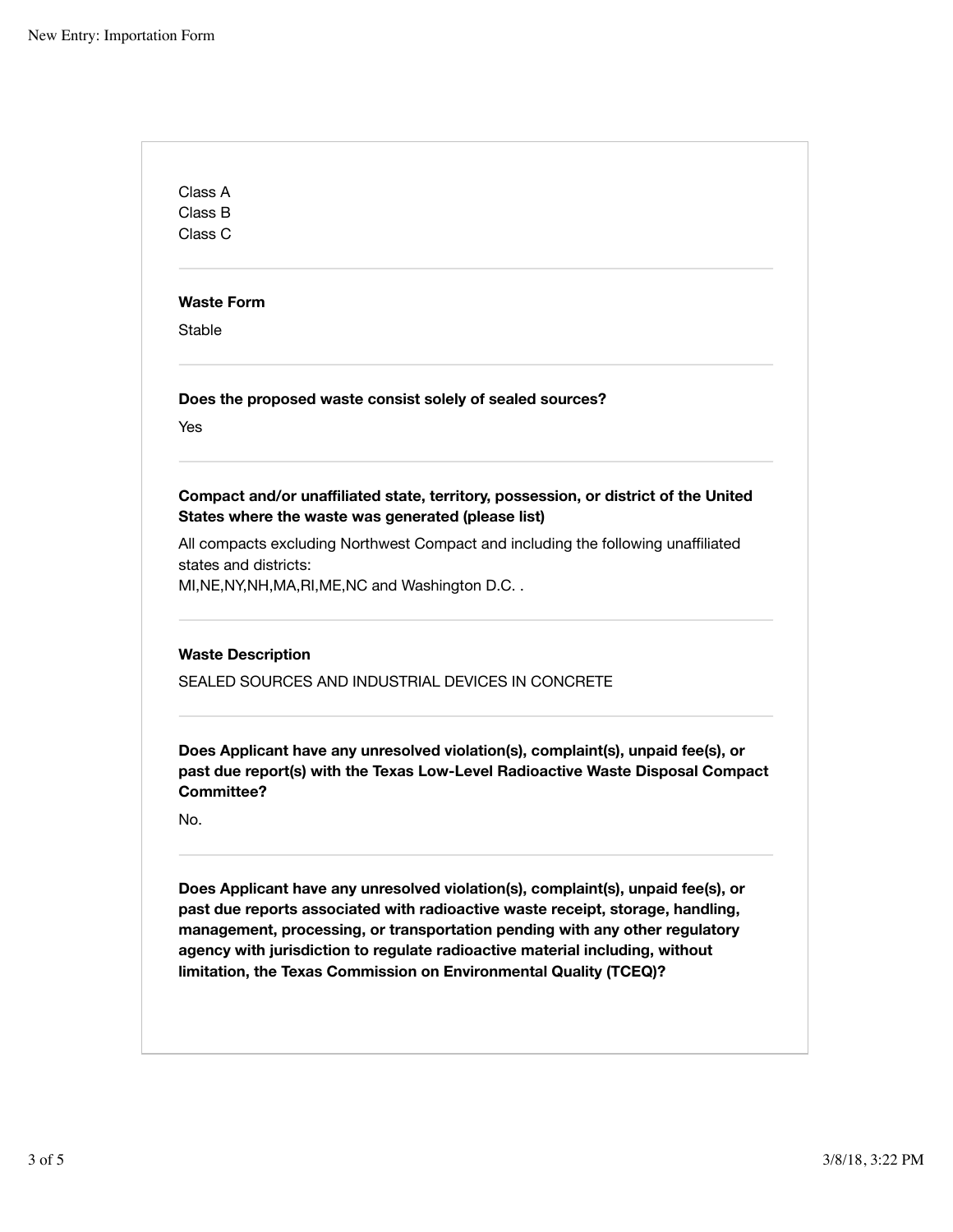Class A
Class B
Class C

**Waste Form**

Stable

**Does the proposed waste consist solely of sealed sources?**

Yes

**Compact and/or unaffiliated state, territory, possession, or district of the United States where the waste was generated (please list)**

All compacts excluding Northwest Compact and including the following unaffiliated states and districts:
MI,NE,NY,NH,MA,RI,ME,NC and Washington D.C. .

**Waste Description**

SEALED SOURCES AND INDUSTRIAL DEVICES IN CONCRETE

**Does Applicant have any unresolved violation(s), complaint(s), unpaid fee(s), or past due report(s) with the Texas Low-Level Radioactive Waste Disposal Compact Committee?**

No.

**Does Applicant have any unresolved violation(s), complaint(s), unpaid fee(s), or past due reports associated with radioactive waste receipt, storage, handling, management, processing, or transportation pending with any other regulatory agency with jurisdiction to regulate radioactive material including, without limitation, the Texas Commission on Environmental Quality (TCEQ)?**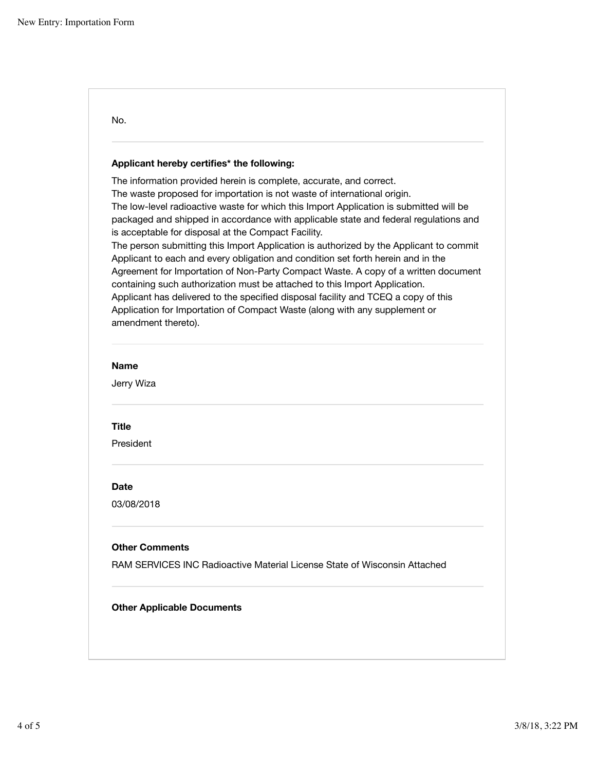No.

---

**Applicant hereby certifies* the following:**

The information provided herein is complete, accurate, and correct.
The waste proposed for importation is not waste of international origin.
The low-level radioactive waste for which this Import Application is submitted will be packaged and shipped in accordance with applicable state and federal regulations and is acceptable for disposal at the Compact Facility.
The person submitting this Import Application is authorized by the Applicant to commit Applicant to each and every obligation and condition set forth herein and in the Agreement for Importation of Non-Party Compact Waste. A copy of a written document containing such authorization must be attached to this Import Application.
Applicant has delivered to the specified disposal facility and TCEQ a copy of this Application for Importation of Compact Waste (along with any supplement or amendment thereto).

---

**Name**

Jerry Wiza

---

**Title**

President

---

**Date**

03/08/2018

---

**Other Comments**

RAM SERVICES INC Radioactive Material License State of Wisconsin Attached

---

**Other Applicable Documents**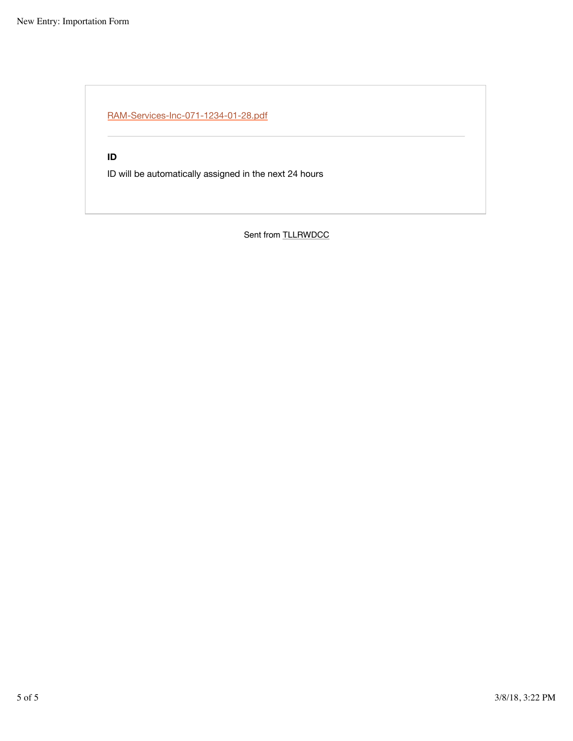RAM-Services-Inc-071-1234-01-28.pdf

---

**ID**

ID will be automatically assigned in the next 24 hours

Sent from TLLRWDCC